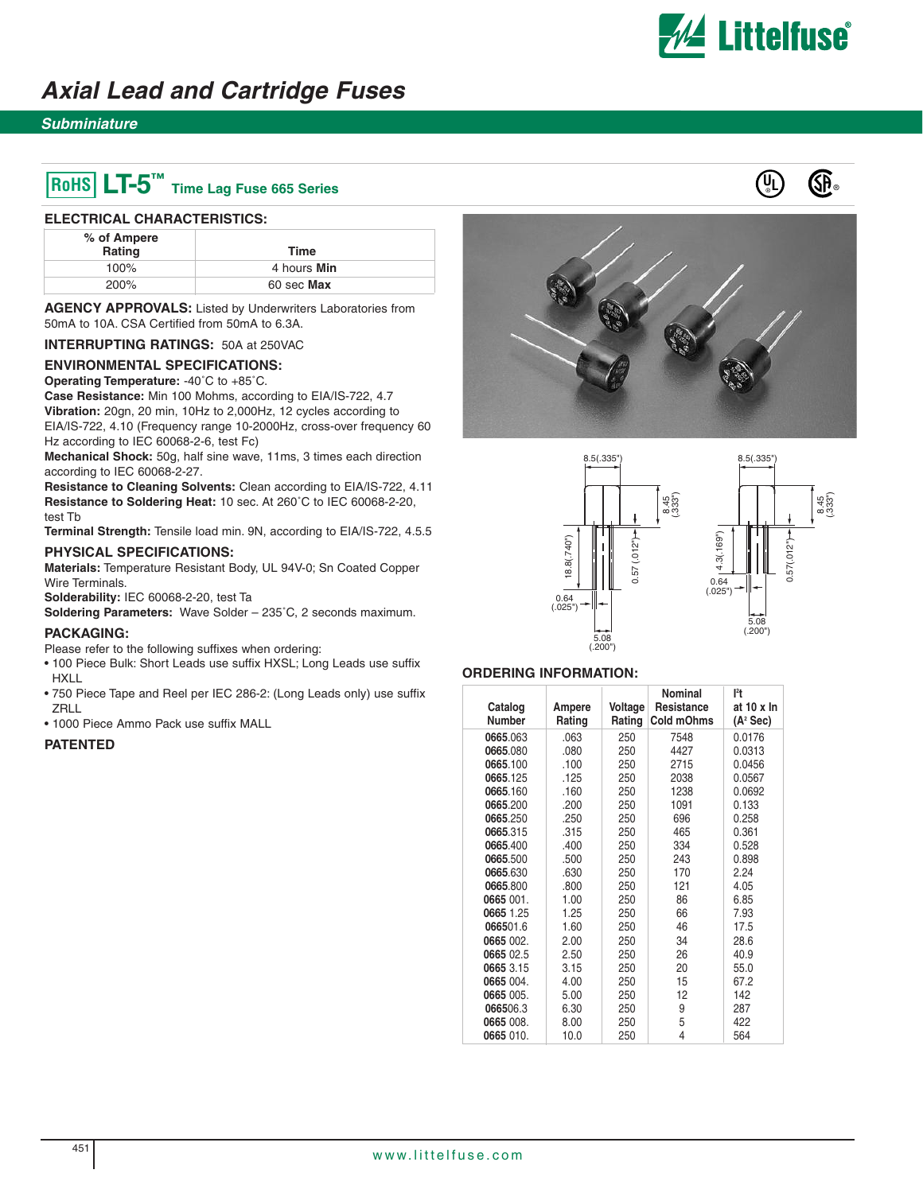# Axial Lead and Cartridge Fuses

## Subminiature

## RoHS LT-5™ Time Lag Fuse 665 Series

### ELECTRICAL CHARACTERISTICS:

| % of Ampere Rating | Time |
|---|---|
| 100% | 4 hours **Min** |
| 200% | 60 sec **Max** |

**AGENCY APPROVALS:** Listed by Underwriters Laboratories from 50mA to 10A. CSA Certified from 50mA to 6.3A.

**INTERRUPTING RATINGS:** 50A at 250VAC

### ENVIRONMENTAL SPECIFICATIONS:

**Operating Temperature:** -40˚C to +85˚C.
**Case Resistance:** Min 100 Mohms, according to EIA/IS-722, 4.7
**Vibration:** 20gn, 20 min, 10Hz to 2,000Hz, 12 cycles according to EIA/IS-722, 4.10 (Frequency range 10-2000Hz, cross-over frequency 60 Hz according to IEC 60068-2-6, test Fc)
**Mechanical Shock:** 50g, half sine wave, 11ms, 3 times each direction according to IEC 60068-2-27.
**Resistance to Cleaning Solvents:** Clean according to EIA/IS-722, 4.11
**Resistance to Soldering Heat:** 10 sec. At 260˚C to IEC 60068-2-20, test Tb
**Terminal Strength:** Tensile load min. 9N, according to EIA/IS-722, 4.5.5

### PHYSICAL SPECIFICATIONS:

**Materials:** Temperature Resistant Body, UL 94V-0; Sn Coated Copper Wire Terminals.
**Solderability:** IEC 60068-2-20, test Ta
**Soldering Parameters:** Wave Solder – 235˚C, 2 seconds maximum.

### PACKAGING:

Please refer to the following suffixes when ordering:

- 100 Piece Bulk: Short Leads use suffix HXSL; Long Leads use suffix HXLL
- 750 Piece Tape and Reel per IEC 286-2: (Long Leads only) use suffix ZRLL
- 1000 Piece Ammo Pack use suffix MALL

### PATENTED

8.5(.335") 8.45 (.333") 18.8(.740") 0.57 (.012") 0.64 (.025") 5.08 (.200")

8.5(.335") 8.45 (.333") 4.3(.169") 0.57(.012") 0.64 (.025") 5.08 (.200")

### ORDERING INFORMATION:

| Catalog Number | Ampere Rating | Voltage Rating | Nominal Resistance Cold mOhms | I²t at 10 x In (A² Sec) |
|---|---|---|---|---|
| **0665**.063 | .063 | 250 | 7548 | 0.0176 |
| **0665**.080 | .080 | 250 | 4427 | 0.0313 |
| **0665**.100 | .100 | 250 | 2715 | 0.0456 |
| **0665**.125 | .125 | 250 | 2038 | 0.0567 |
| **0665**.160 | .160 | 250 | 1238 | 0.0692 |
| **0665**.200 | .200 | 250 | 1091 | 0.133 |
| **0665**.250 | .250 | 250 | 696 | 0.258 |
| **0665**.315 | .315 | 250 | 465 | 0.361 |
| **0665**.400 | .400 | 250 | 334 | 0.528 |
| **0665**.500 | .500 | 250 | 243 | 0.898 |
| **0665**.630 | .630 | 250 | 170 | 2.24 |
| **0665**.800 | .800 | 250 | 121 | 4.05 |
| **0665** 001. | 1.00 | 250 | 86 | 6.85 |
| **0665** 1.25 | 1.25 | 250 | 66 | 7.93 |
| **0665**01.6 | 1.60 | 250 | 46 | 17.5 |
| **0665** 002. | 2.00 | 250 | 34 | 28.6 |
| **0665** 02.5 | 2.50 | 250 | 26 | 40.9 |
| **0665** 3.15 | 3.15 | 250 | 20 | 55.0 |
| **0665** 004. | 4.00 | 250 | 15 | 67.2 |
| **0665** 005. | 5.00 | 250 | 12 | 142 |
| **0665**06.3 | 6.30 | 250 | 9 | 287 |
| **0665** 008. | 8.00 | 250 | 5 | 422 |
| **0665** 010. | 10.0 | 250 | 4 | 564 |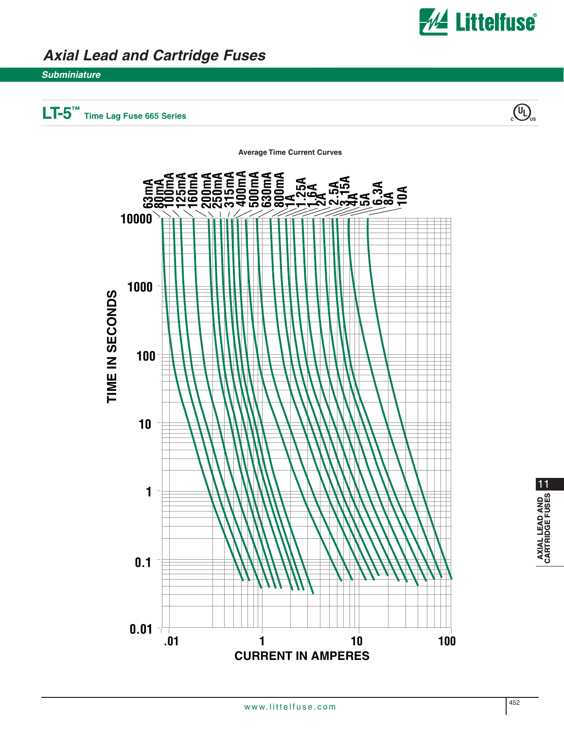# Axial Lead and Cartridge Fuses

## Subminiature

### LT-5™ Time Lag Fuse 665 Series

**Average Time Current Curves**

63mA
80mA
100mA
125mA
160mA
200mA
250mA
315mA
400mA
500mA
630mA
800mA
1A
1.25A
1.6A
2A
2.5A
3.15A
4A
5A
6.3A
8A
10A

TIME IN SECONDS

10000
1000
100
10
1
0.1
0.01

CURRENT IN AMPERES

.01
1
10
100

11 AXIAL LEAD AND CARTRIDGE FUSES

www.littelfuse.com